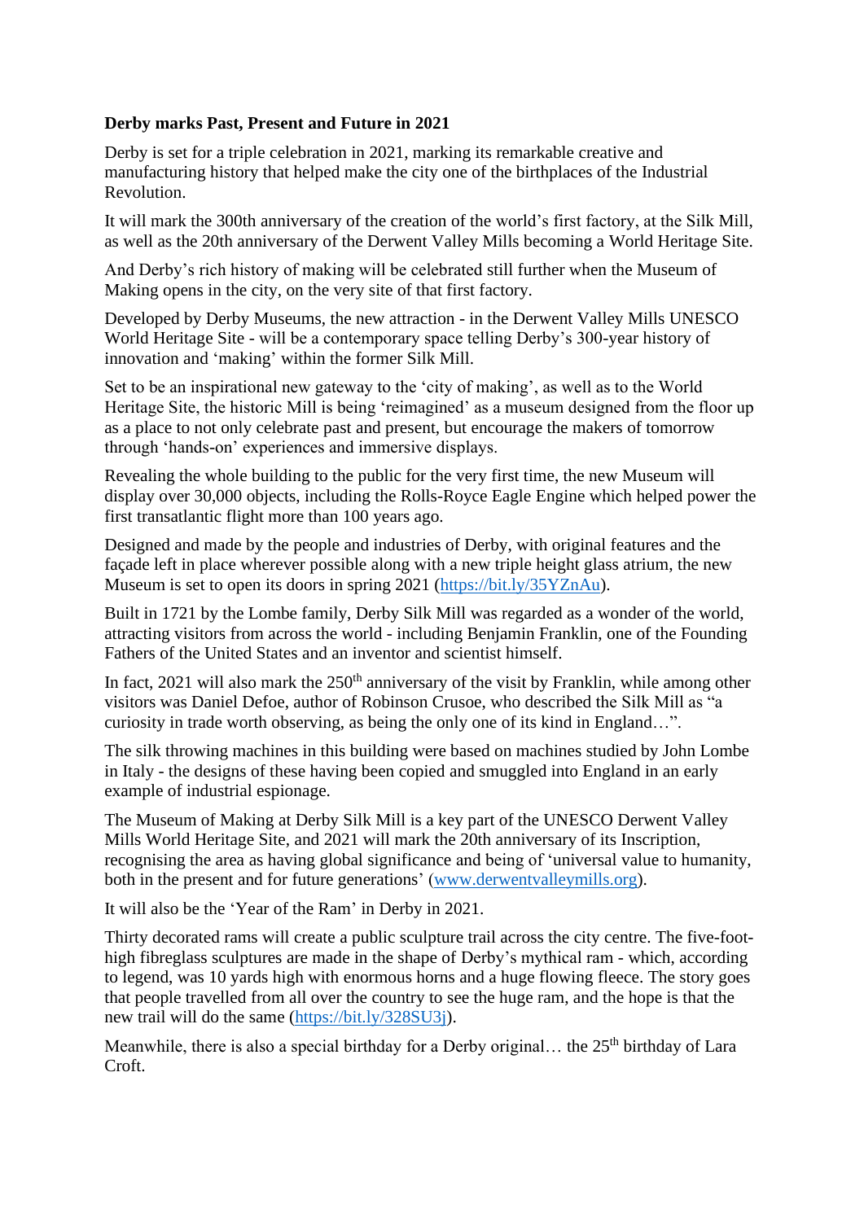**Derby marks Past, Present and Future in 2021**

Derby is set for a triple celebration in 2021, marking its remarkable creative and manufacturing history that helped make the city one of the birthplaces of the Industrial Revolution.

It will mark the 300th anniversary of the creation of the world's first factory, at the Silk Mill, as well as the 20th anniversary of the Derwent Valley Mills becoming a World Heritage Site.

And Derby's rich history of making will be celebrated still further when the Museum of Making opens in the city, on the very site of that first factory.

Developed by Derby Museums, the new attraction - in the Derwent Valley Mills UNESCO World Heritage Site - will be a contemporary space telling Derby's 300-year history of innovation and 'making' within the former Silk Mill.

Set to be an inspirational new gateway to the 'city of making', as well as to the World Heritage Site, the historic Mill is being 'reimagined' as a museum designed from the floor up as a place to not only celebrate past and present, but encourage the makers of tomorrow through 'hands-on' experiences and immersive displays.

Revealing the whole building to the public for the very first time, the new Museum will display over 30,000 objects, including the Rolls-Royce Eagle Engine which helped power the first transatlantic flight more than 100 years ago.

Designed and made by the people and industries of Derby, with original features and the façade left in place wherever possible along with a new triple height glass atrium, the new Museum is set to open its doors in spring 2021 (https://bit.ly/35YZnAu).

Built in 1721 by the Lombe family, Derby Silk Mill was regarded as a wonder of the world, attracting visitors from across the world - including Benjamin Franklin, one of the Founding Fathers of the United States and an inventor and scientist himself.

In fact, 2021 will also mark the 250th anniversary of the visit by Franklin, while among other visitors was Daniel Defoe, author of Robinson Crusoe, who described the Silk Mill as "a curiosity in trade worth observing, as being the only one of its kind in England…".

The silk throwing machines in this building were based on machines studied by John Lombe in Italy - the designs of these having been copied and smuggled into England in an early example of industrial espionage.

The Museum of Making at Derby Silk Mill is a key part of the UNESCO Derwent Valley Mills World Heritage Site, and 2021 will mark the 20th anniversary of its Inscription, recognising the area as having global significance and being of 'universal value to humanity, both in the present and for future generations' (www.derwentvalleymills.org).

It will also be the 'Year of the Ram' in Derby in 2021.

Thirty decorated rams will create a public sculpture trail across the city centre. The five-foot-high fibreglass sculptures are made in the shape of Derby's mythical ram - which, according to legend, was 10 yards high with enormous horns and a huge flowing fleece. The story goes that people travelled from all over the country to see the huge ram, and the hope is that the new trail will do the same (https://bit.ly/328SU3j).

Meanwhile, there is also a special birthday for a Derby original… the 25th birthday of Lara Croft.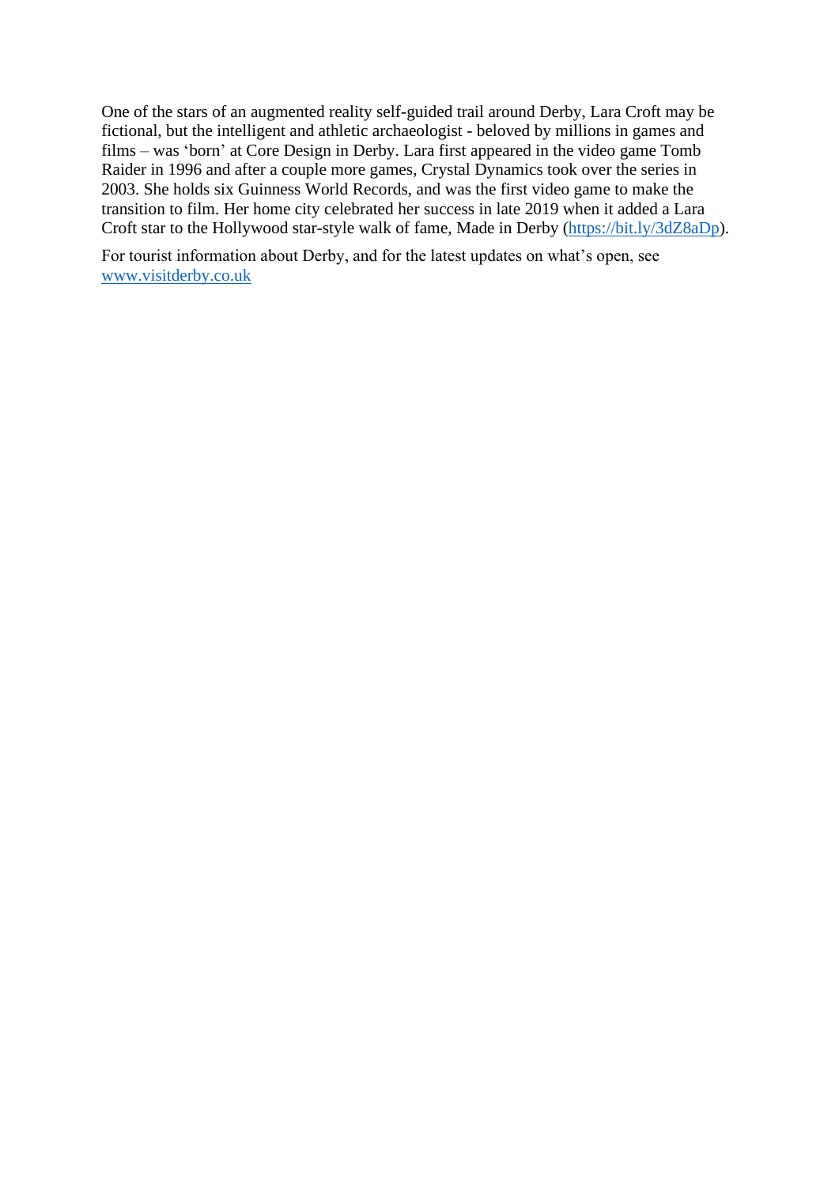One of the stars of an augmented reality self-guided trail around Derby, Lara Croft may be fictional, but the intelligent and athletic archaeologist - beloved by millions in games and films – was ‘born’ at Core Design in Derby. Lara first appeared in the video game Tomb Raider in 1996 and after a couple more games, Crystal Dynamics took over the series in 2003. She holds six Guinness World Records, and was the first video game to make the transition to film. Her home city celebrated her success in late 2019 when it added a Lara Croft star to the Hollywood star-style walk of fame, Made in Derby ([https://bit.ly/3dZ8aDp](https://bit.ly/3dZ8aDp)).

For tourist information about Derby, and for the latest updates on what’s open, see [www.visitderby.co.uk](http://www.visitderby.co.uk)